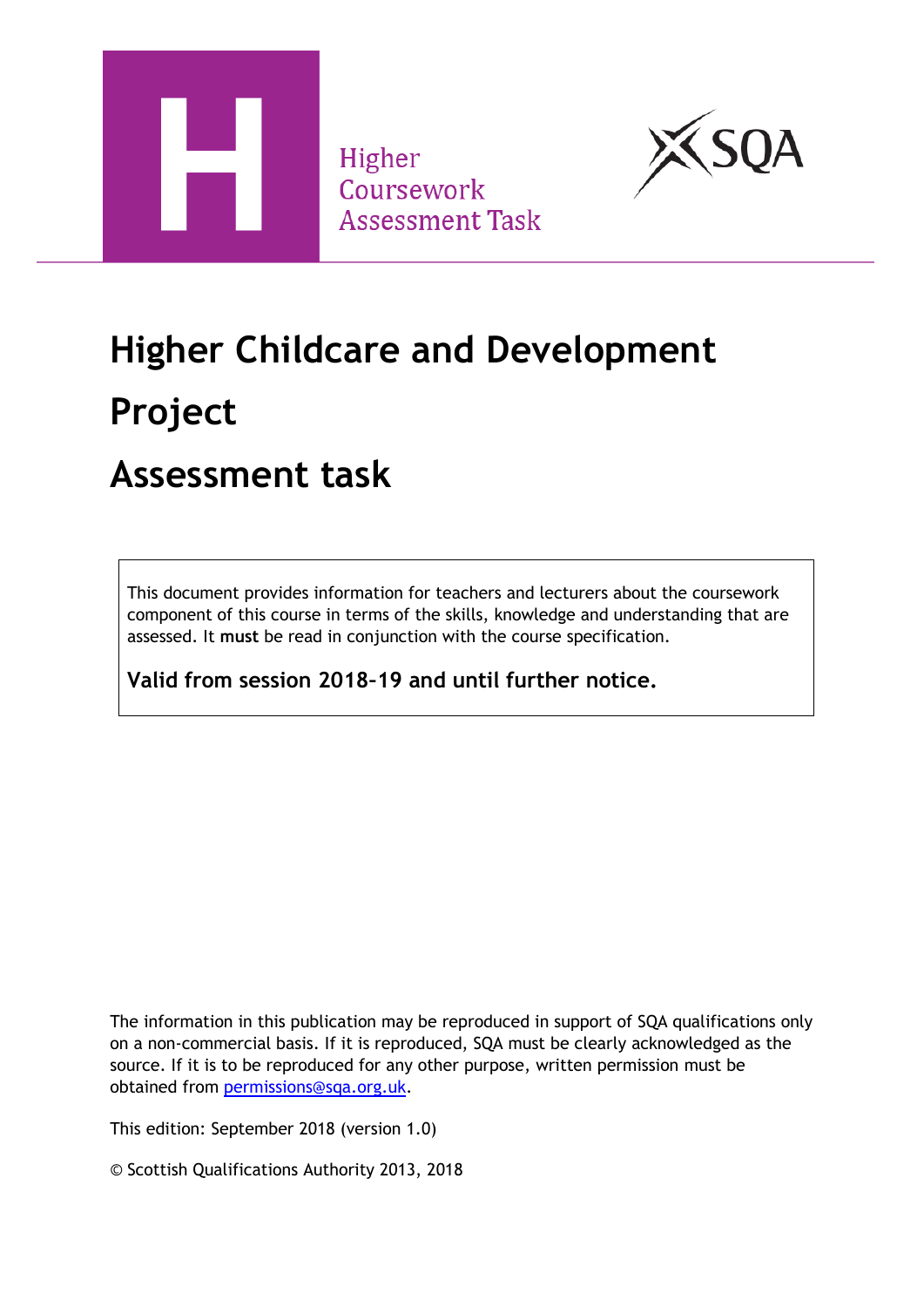Higher
Coursework
Assessment Task

# Higher Childcare and Development Project

# Assessment task

This document provides information for teachers and lecturers about the coursework component of this course in terms of the skills, knowledge and understanding that are assessed. It **must** be read in conjunction with the course specification.

**Valid from session 2018–19 and until further notice.**

The information in this publication may be reproduced in support of SQA qualifications only on a non-commercial basis. If it is reproduced, SQA must be clearly acknowledged as the source. If it is to be reproduced for any other purpose, written permission must be obtained from [permissions@sqa.org.uk](mailto:permissions@sqa.org.uk).

This edition: September 2018 (version 1.0)

© Scottish Qualifications Authority 2013, 2018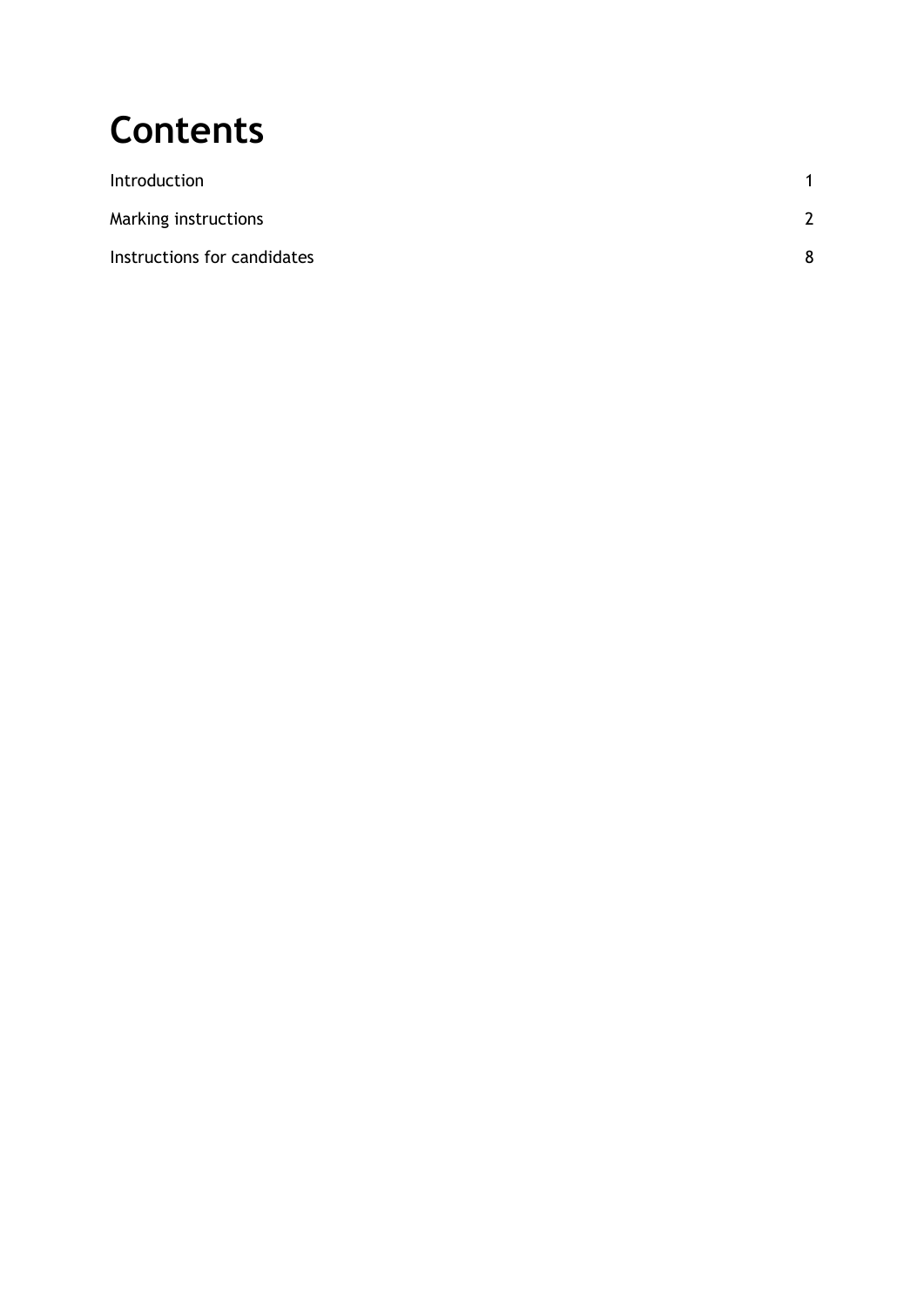# Contents

| | |
|---|---|
| Introduction | 1 |
| Marking instructions | 2 |
| Instructions for candidates | 8 |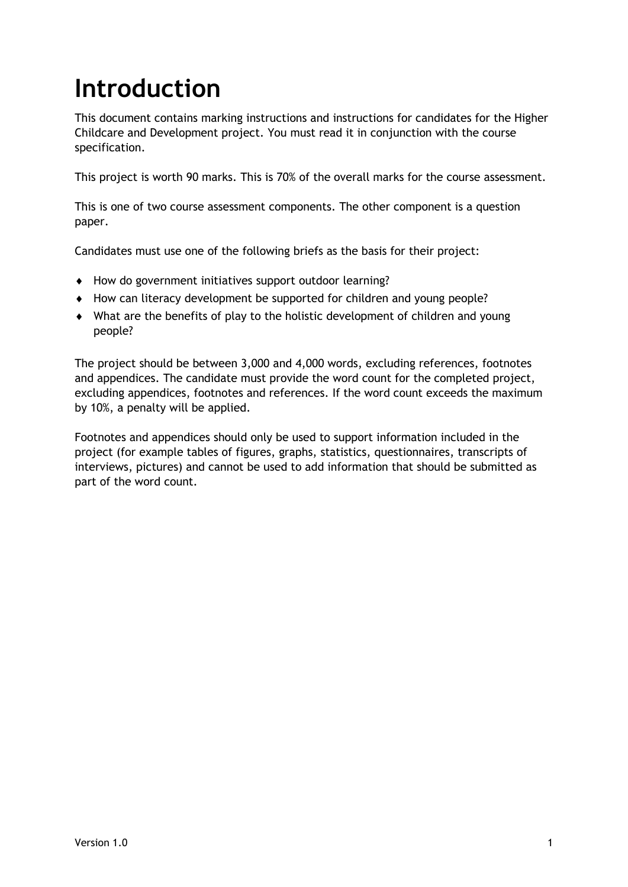# Introduction

This document contains marking instructions and instructions for candidates for the Higher Childcare and Development project. You must read it in conjunction with the course specification.

This project is worth 90 marks. This is 70% of the overall marks for the course assessment.

This is one of two course assessment components. The other component is a question paper.

Candidates must use one of the following briefs as the basis for their project:

- How do government initiatives support outdoor learning?
- How can literacy development be supported for children and young people?
- What are the benefits of play to the holistic development of children and young people?

The project should be between 3,000 and 4,000 words, excluding references, footnotes and appendices. The candidate must provide the word count for the completed project, excluding appendices, footnotes and references. If the word count exceeds the maximum by 10%, a penalty will be applied.

Footnotes and appendices should only be used to support information included in the project (for example tables of figures, graphs, statistics, questionnaires, transcripts of interviews, pictures) and cannot be used to add information that should be submitted as part of the word count.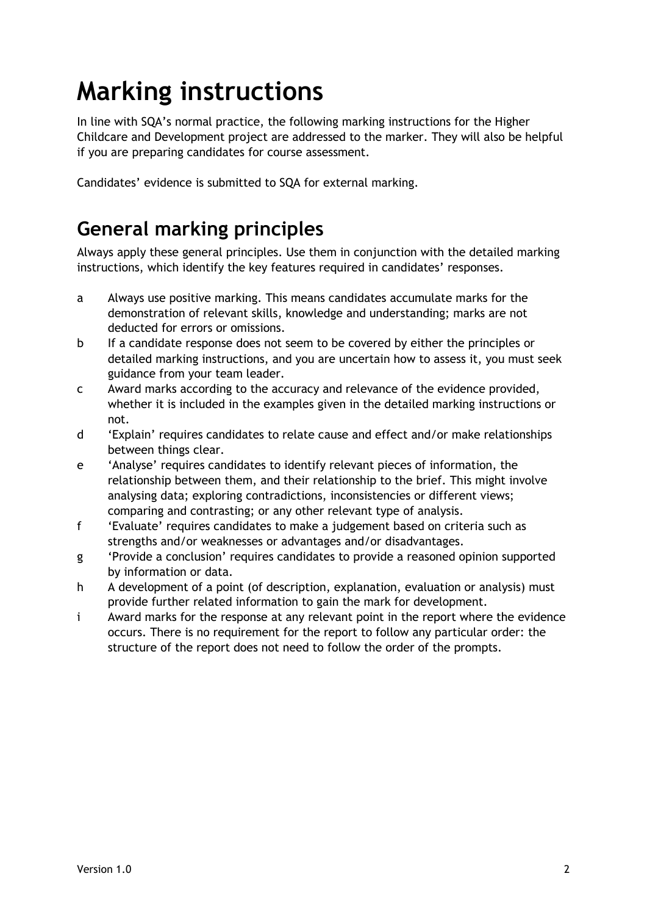# Marking instructions

In line with SQA's normal practice, the following marking instructions for the Higher Childcare and Development project are addressed to the marker. They will also be helpful if you are preparing candidates for course assessment.

Candidates' evidence is submitted to SQA for external marking.

## General marking principles

Always apply these general principles. Use them in conjunction with the detailed marking instructions, which identify the key features required in candidates' responses.

a Always use positive marking. This means candidates accumulate marks for the demonstration of relevant skills, knowledge and understanding; marks are not deducted for errors or omissions.

b If a candidate response does not seem to be covered by either the principles or detailed marking instructions, and you are uncertain how to assess it, you must seek guidance from your team leader.

c Award marks according to the accuracy and relevance of the evidence provided, whether it is included in the examples given in the detailed marking instructions or not.

d 'Explain' requires candidates to relate cause and effect and/or make relationships between things clear.

e 'Analyse' requires candidates to identify relevant pieces of information, the relationship between them, and their relationship to the brief. This might involve analysing data; exploring contradictions, inconsistencies or different views; comparing and contrasting; or any other relevant type of analysis.

f 'Evaluate' requires candidates to make a judgement based on criteria such as strengths and/or weaknesses or advantages and/or disadvantages.

g 'Provide a conclusion' requires candidates to provide a reasoned opinion supported by information or data.

h A development of a point (of description, explanation, evaluation or analysis) must provide further related information to gain the mark for development.

i Award marks for the response at any relevant point in the report where the evidence occurs. There is no requirement for the report to follow any particular order: the structure of the report does not need to follow the order of the prompts.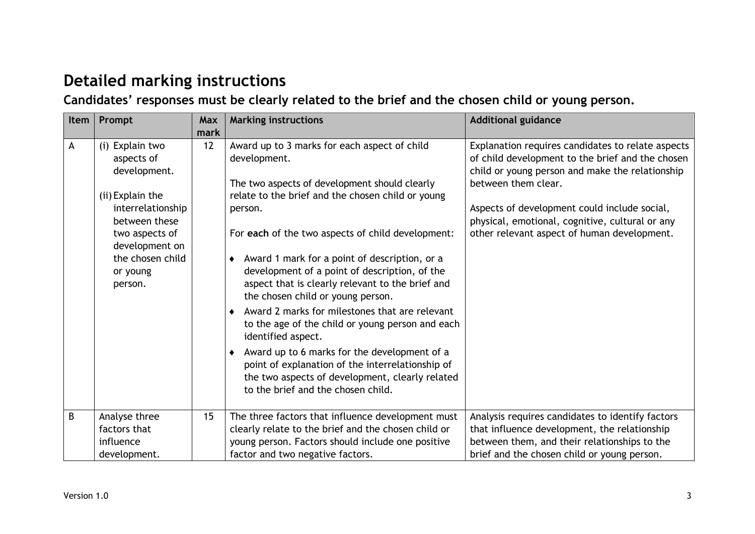## Detailed marking instructions

### Candidates' responses must be clearly related to the brief and the chosen child or young person.

| Item | Prompt | Max mark | Marking instructions | Additional guidance |
|---|---|---|---|---|
| A | (i) Explain two aspects of development.<br><br>(ii) Explain the interrelationship between these two aspects of development on the chosen child or young person. | 12 | Award up to 3 marks for each aspect of child development.<br><br>The two aspects of development should clearly relate to the brief and the chosen child or young person.<br><br>For **each** of the two aspects of child development:<br><br>♦ Award 1 mark for a point of description, or a development of a point of description, of the aspect that is clearly relevant to the brief and the chosen child or young person.<br>♦ Award 2 marks for milestones that are relevant to the age of the child or young person and each identified aspect.<br>♦ Award up to 6 marks for the development of a point of explanation of the interrelationship of the two aspects of development, clearly related to the brief and the chosen child. | Explanation requires candidates to relate aspects of child development to the brief and the chosen child or young person and make the relationship between them clear.<br><br>Aspects of development could include social, physical, emotional, cognitive, cultural or any other relevant aspect of human development. |
| B | Analyse three factors that influence development. | 15 | The three factors that influence development must clearly relate to the brief and the chosen child or young person. Factors should include one positive factor and two negative factors. | Analysis requires candidates to identify factors that influence development, the relationship between them, and their relationships to the brief and the chosen child or young person. |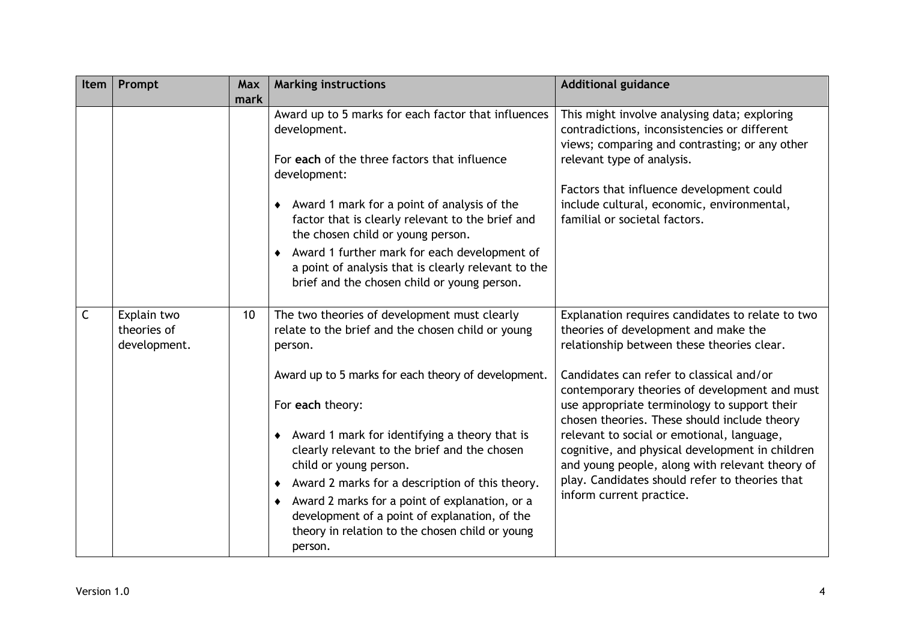| Item | Prompt | Max mark | Marking instructions | Additional guidance |
|---|---|---|---|---|
| | | | Award up to 5 marks for each factor that influences development.<br><br>For **each** of the three factors that influence development:<br><br>♦ Award 1 mark for a point of analysis of the factor that is clearly relevant to the brief and the chosen child or young person.<br>♦ Award 1 further mark for each development of a point of analysis that is clearly relevant to the brief and the chosen child or young person. | This might involve analysing data; exploring contradictions, inconsistencies or different views; comparing and contrasting; or any other relevant type of analysis.<br><br>Factors that influence development could include cultural, economic, environmental, familial or societal factors. |
| C | Explain two theories of development. | 10 | The two theories of development must clearly relate to the brief and the chosen child or young person.<br><br>Award up to 5 marks for each theory of development.<br><br>For **each** theory:<br><br>♦ Award 1 mark for identifying a theory that is clearly relevant to the brief and the chosen child or young person.<br>♦ Award 2 marks for a description of this theory.<br>♦ Award 2 marks for a point of explanation, or a development of a point of explanation, of the theory in relation to the chosen child or young person. | Explanation requires candidates to relate to two theories of development and make the relationship between these theories clear.<br><br>Candidates can refer to classical and/or contemporary theories of development and must use appropriate terminology to support their chosen theories. These should include theory relevant to social or emotional, language, cognitive, and physical development in children and young people, along with relevant theory of play. Candidates should refer to theories that inform current practice. |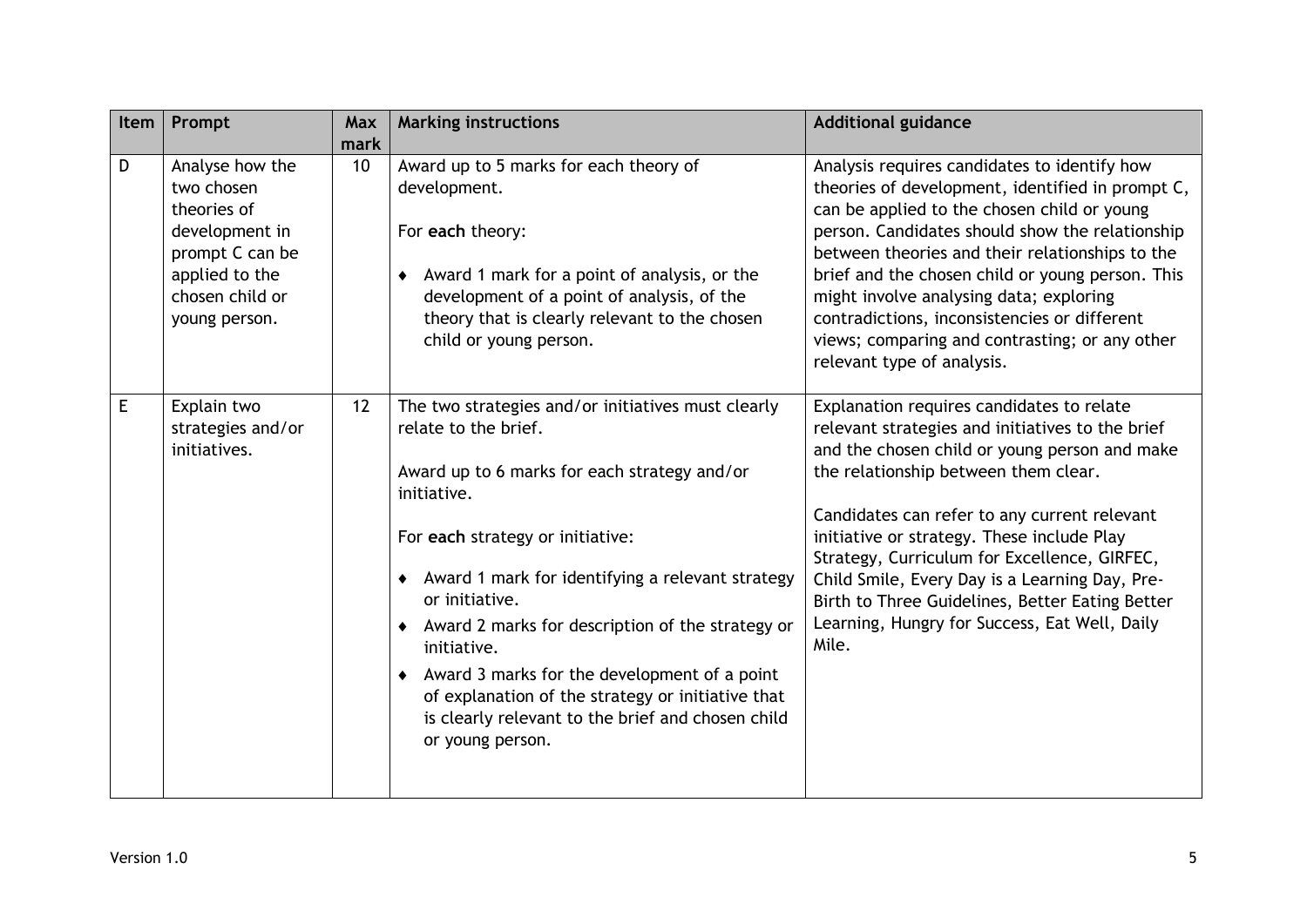| Item | Prompt | Max mark | Marking instructions | Additional guidance |
|---|---|---|---|---|
| D | Analyse how the two chosen theories of development in prompt C can be applied to the chosen child or young person. | 10 | Award up to 5 marks for each theory of development.<br><br>For **each** theory:<br><br>♦ Award 1 mark for a point of analysis, or the development of a point of analysis, of the theory that is clearly relevant to the chosen child or young person. | Analysis requires candidates to identify how theories of development, identified in prompt C, can be applied to the chosen child or young person. Candidates should show the relationship between theories and their relationships to the brief and the chosen child or young person. This might involve analysing data; exploring contradictions, inconsistencies or different views; comparing and contrasting; or any other relevant type of analysis. |
| E | Explain two strategies and/or initiatives. | 12 | The two strategies and/or initiatives must clearly relate to the brief.<br><br>Award up to 6 marks for each strategy and/or initiative.<br><br>For **each** strategy or initiative:<br><br>♦ Award 1 mark for identifying a relevant strategy or initiative.<br>♦ Award 2 marks for description of the strategy or initiative.<br>♦ Award 3 marks for the development of a point of explanation of the strategy or initiative that is clearly relevant to the brief and chosen child or young person. | Explanation requires candidates to relate relevant strategies and initiatives to the brief and the chosen child or young person and make the relationship between them clear.<br><br>Candidates can refer to any current relevant initiative or strategy. These include Play Strategy, Curriculum for Excellence, GIRFEC, Child Smile, Every Day is a Learning Day, Pre-Birth to Three Guidelines, Better Eating Better Learning, Hungry for Success, Eat Well, Daily Mile. |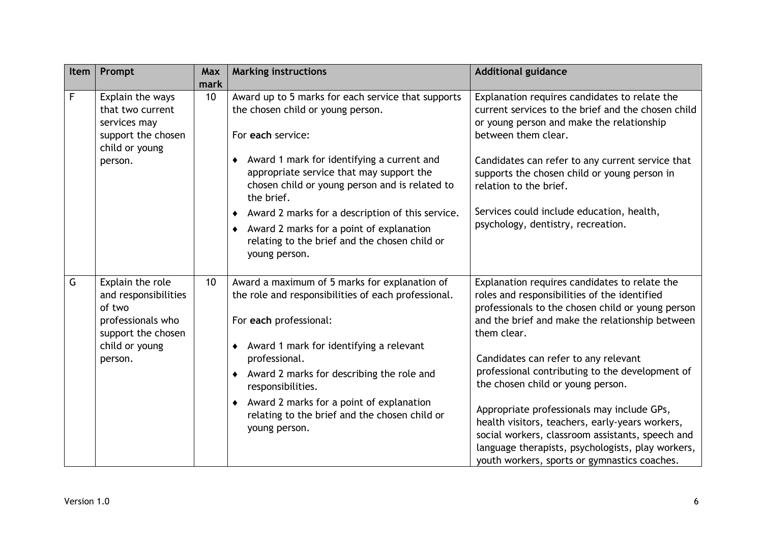| Item | Prompt | Max mark | Marking instructions | Additional guidance |
|---|---|---|---|---|
| F | Explain the ways that two current services may support the chosen child or young person. | 10 | Award up to 5 marks for each service that supports the chosen child or young person.<br><br>For **each** service:<br><br>♦ Award 1 mark for identifying a current and appropriate service that may support the chosen child or young person and is related to the brief.<br>♦ Award 2 marks for a description of this service.<br>♦ Award 2 marks for a point of explanation relating to the brief and the chosen child or young person. | Explanation requires candidates to relate the current services to the brief and the chosen child or young person and make the relationship between them clear.<br><br>Candidates can refer to any current service that supports the chosen child or young person in relation to the brief.<br><br>Services could include education, health, psychology, dentistry, recreation. |
| G | Explain the role and responsibilities of two professionals who support the chosen child or young person. | 10 | Award a maximum of 5 marks for explanation of the role and responsibilities of each professional.<br><br>For **each** professional:<br><br>♦ Award 1 mark for identifying a relevant professional.<br>♦ Award 2 marks for describing the role and responsibilities.<br>♦ Award 2 marks for a point of explanation relating to the brief and the chosen child or young person. | Explanation requires candidates to relate the roles and responsibilities of the identified professionals to the chosen child or young person and the brief and make the relationship between them clear.<br><br>Candidates can refer to any relevant professional contributing to the development of the chosen child or young person.<br><br>Appropriate professionals may include GPs, health visitors, teachers, early-years workers, social workers, classroom assistants, speech and language therapists, psychologists, play workers, youth workers, sports or gymnastics coaches. |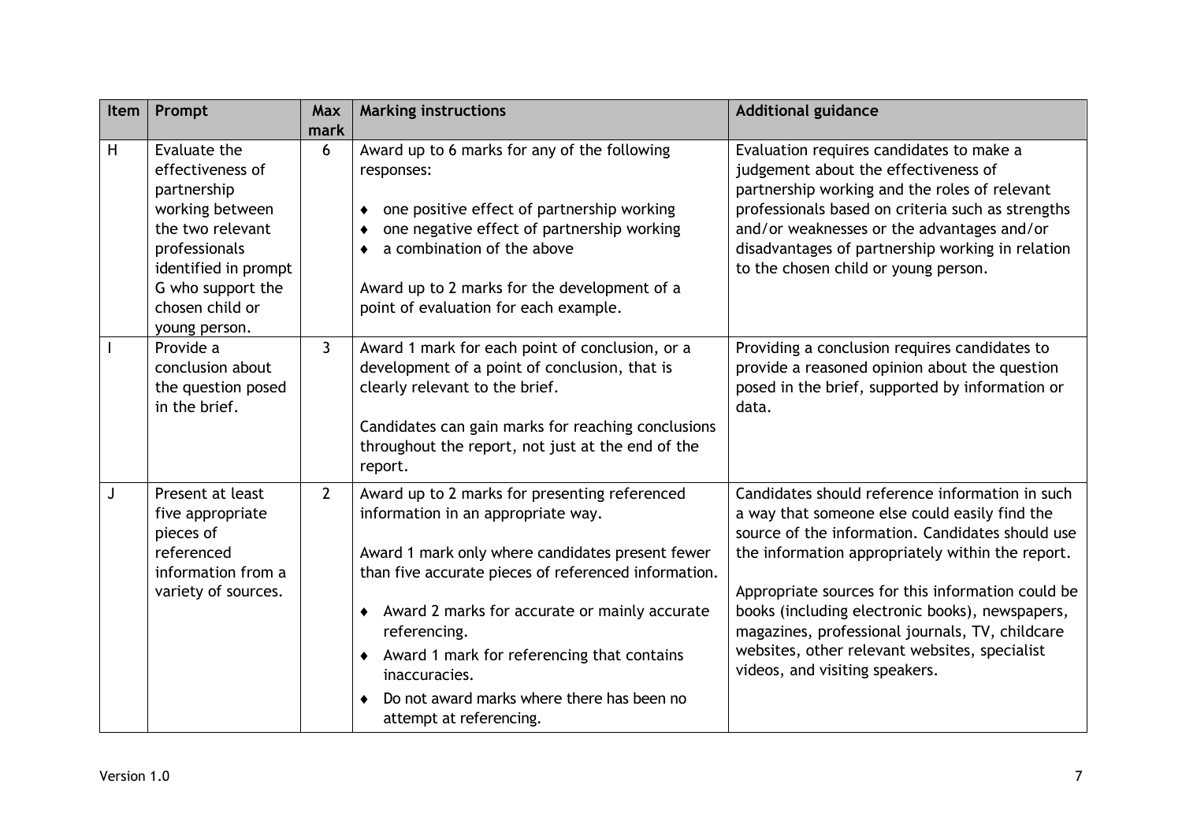| Item | Prompt | Max mark | Marking instructions | Additional guidance |
|---|---|---|---|---|
| H | Evaluate the effectiveness of partnership working between the two relevant professionals identified in prompt G who support the chosen child or young person. | 6 | Award up to 6 marks for any of the following responses:<br><br>♦ one positive effect of partnership working<br>♦ one negative effect of partnership working<br>♦ a combination of the above<br><br>Award up to 2 marks for the development of a point of evaluation for each example. | Evaluation requires candidates to make a judgement about the effectiveness of partnership working and the roles of relevant professionals based on criteria such as strengths and/or weaknesses or the advantages and/or disadvantages of partnership working in relation to the chosen child or young person. |
| I | Provide a conclusion about the question posed in the brief. | 3 | Award 1 mark for each point of conclusion, or a development of a point of conclusion, that is clearly relevant to the brief.<br><br>Candidates can gain marks for reaching conclusions throughout the report, not just at the end of the report. | Providing a conclusion requires candidates to provide a reasoned opinion about the question posed in the brief, supported by information or data. |
| J | Present at least five appropriate pieces of referenced information from a variety of sources. | 2 | Award up to 2 marks for presenting referenced information in an appropriate way.<br><br>Award 1 mark only where candidates present fewer than five accurate pieces of referenced information.<br><br>♦ Award 2 marks for accurate or mainly accurate referencing.<br>♦ Award 1 mark for referencing that contains inaccuracies.<br>♦ Do not award marks where there has been no attempt at referencing. | Candidates should reference information in such a way that someone else could easily find the source of the information. Candidates should use the information appropriately within the report.<br><br>Appropriate sources for this information could be books (including electronic books), newspapers, magazines, professional journals, TV, childcare websites, other relevant websites, specialist videos, and visiting speakers. |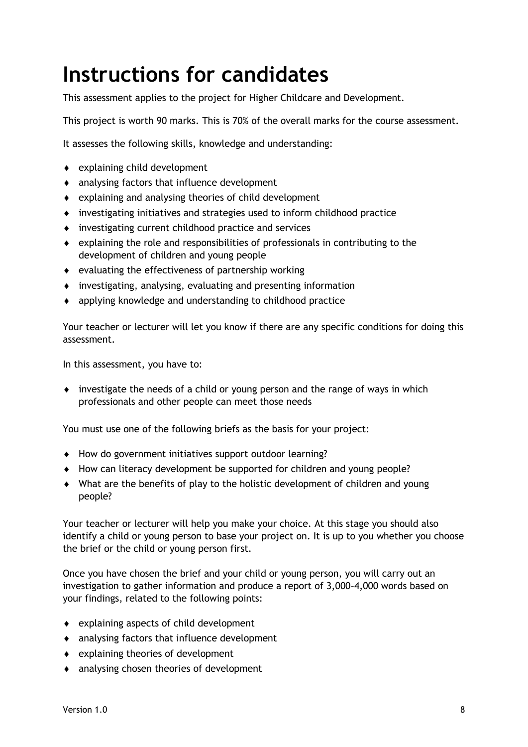# Instructions for candidates

This assessment applies to the project for Higher Childcare and Development.

This project is worth 90 marks. This is 70% of the overall marks for the course assessment.

It assesses the following skills, knowledge and understanding:

- explaining child development
- analysing factors that influence development
- explaining and analysing theories of child development
- investigating initiatives and strategies used to inform childhood practice
- investigating current childhood practice and services
- explaining the role and responsibilities of professionals in contributing to the development of children and young people
- evaluating the effectiveness of partnership working
- investigating, analysing, evaluating and presenting information
- applying knowledge and understanding to childhood practice

Your teacher or lecturer will let you know if there are any specific conditions for doing this assessment.

In this assessment, you have to:

- investigate the needs of a child or young person and the range of ways in which professionals and other people can meet those needs

You must use one of the following briefs as the basis for your project:

- How do government initiatives support outdoor learning?
- How can literacy development be supported for children and young people?
- What are the benefits of play to the holistic development of children and young people?

Your teacher or lecturer will help you make your choice. At this stage you should also identify a child or young person to base your project on. It is up to you whether you choose the brief or the child or young person first.

Once you have chosen the brief and your child or young person, you will carry out an investigation to gather information and produce a report of 3,000–4,000 words based on your findings, related to the following points:

- explaining aspects of child development
- analysing factors that influence development
- explaining theories of development
- analysing chosen theories of development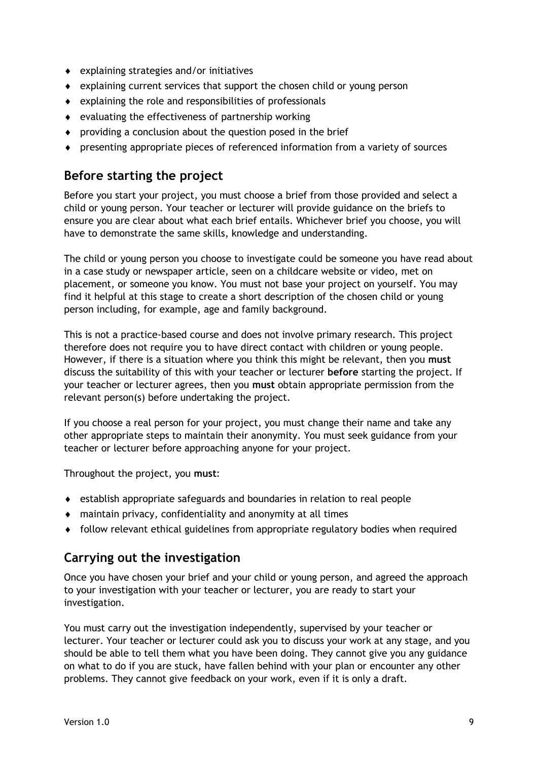- explaining strategies and/or initiatives
- explaining current services that support the chosen child or young person
- explaining the role and responsibilities of professionals
- evaluating the effectiveness of partnership working
- providing a conclusion about the question posed in the brief
- presenting appropriate pieces of referenced information from a variety of sources

## Before starting the project

Before you start your project, you must choose a brief from those provided and select a child or young person. Your teacher or lecturer will provide guidance on the briefs to ensure you are clear about what each brief entails. Whichever brief you choose, you will have to demonstrate the same skills, knowledge and understanding.

The child or young person you choose to investigate could be someone you have read about in a case study or newspaper article, seen on a childcare website or video, met on placement, or someone you know. You must not base your project on yourself. You may find it helpful at this stage to create a short description of the chosen child or young person including, for example, age and family background.

This is not a practice-based course and does not involve primary research. This project therefore does not require you to have direct contact with children or young people. However, if there is a situation where you think this might be relevant, then you **must** discuss the suitability of this with your teacher or lecturer **before** starting the project. If your teacher or lecturer agrees, then you **must** obtain appropriate permission from the relevant person(s) before undertaking the project.

If you choose a real person for your project, you must change their name and take any other appropriate steps to maintain their anonymity. You must seek guidance from your teacher or lecturer before approaching anyone for your project.

Throughout the project, you **must**:

- establish appropriate safeguards and boundaries in relation to real people
- maintain privacy, confidentiality and anonymity at all times
- follow relevant ethical guidelines from appropriate regulatory bodies when required

## Carrying out the investigation

Once you have chosen your brief and your child or young person, and agreed the approach to your investigation with your teacher or lecturer, you are ready to start your investigation.

You must carry out the investigation independently, supervised by your teacher or lecturer. Your teacher or lecturer could ask you to discuss your work at any stage, and you should be able to tell them what you have been doing. They cannot give you any guidance on what to do if you are stuck, have fallen behind with your plan or encounter any other problems. They cannot give feedback on your work, even if it is only a draft.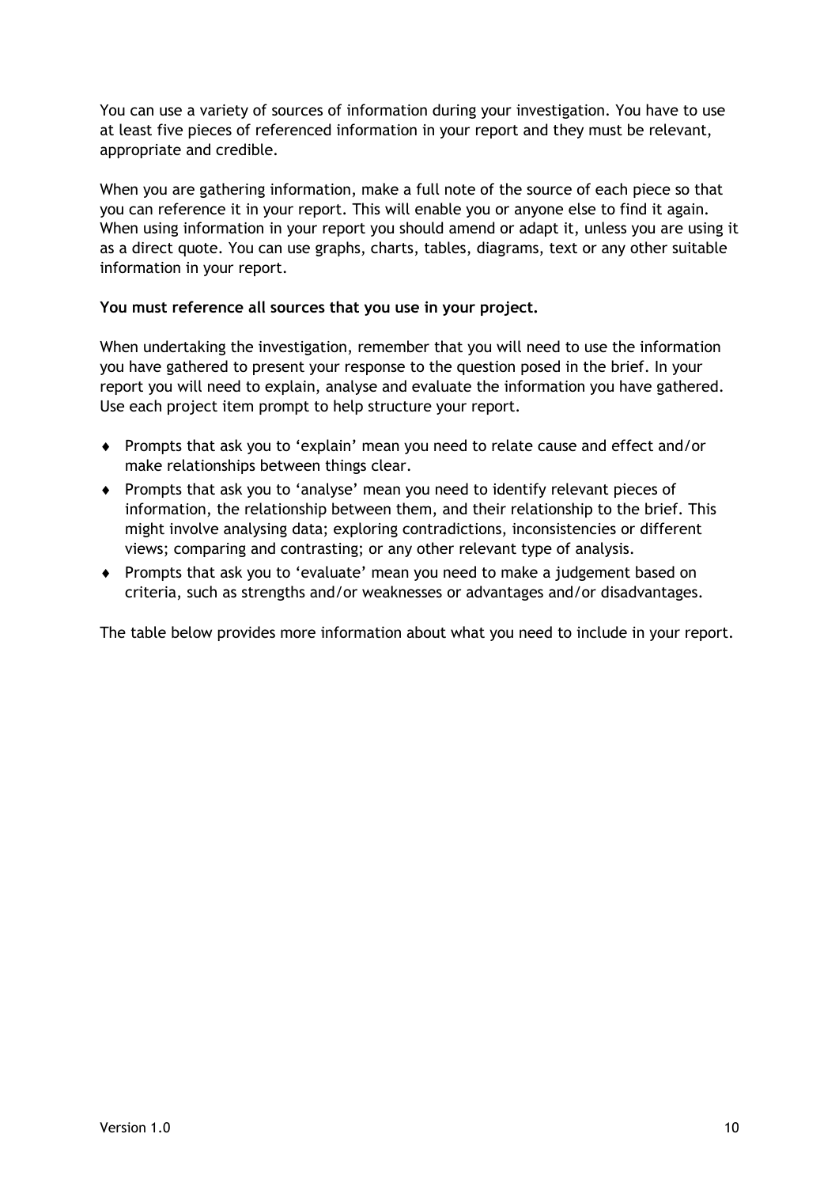You can use a variety of sources of information during your investigation. You have to use at least five pieces of referenced information in your report and they must be relevant, appropriate and credible.

When you are gathering information, make a full note of the source of each piece so that you can reference it in your report. This will enable you or anyone else to find it again. When using information in your report you should amend or adapt it, unless you are using it as a direct quote. You can use graphs, charts, tables, diagrams, text or any other suitable information in your report.

**You must reference all sources that you use in your project.**

When undertaking the investigation, remember that you will need to use the information you have gathered to present your response to the question posed in the brief. In your report you will need to explain, analyse and evaluate the information you have gathered. Use each project item prompt to help structure your report.

- Prompts that ask you to 'explain' mean you need to relate cause and effect and/or make relationships between things clear.
- Prompts that ask you to 'analyse' mean you need to identify relevant pieces of information, the relationship between them, and their relationship to the brief. This might involve analysing data; exploring contradictions, inconsistencies or different views; comparing and contrasting; or any other relevant type of analysis.
- Prompts that ask you to 'evaluate' mean you need to make a judgement based on criteria, such as strengths and/or weaknesses or advantages and/or disadvantages.

The table below provides more information about what you need to include in your report.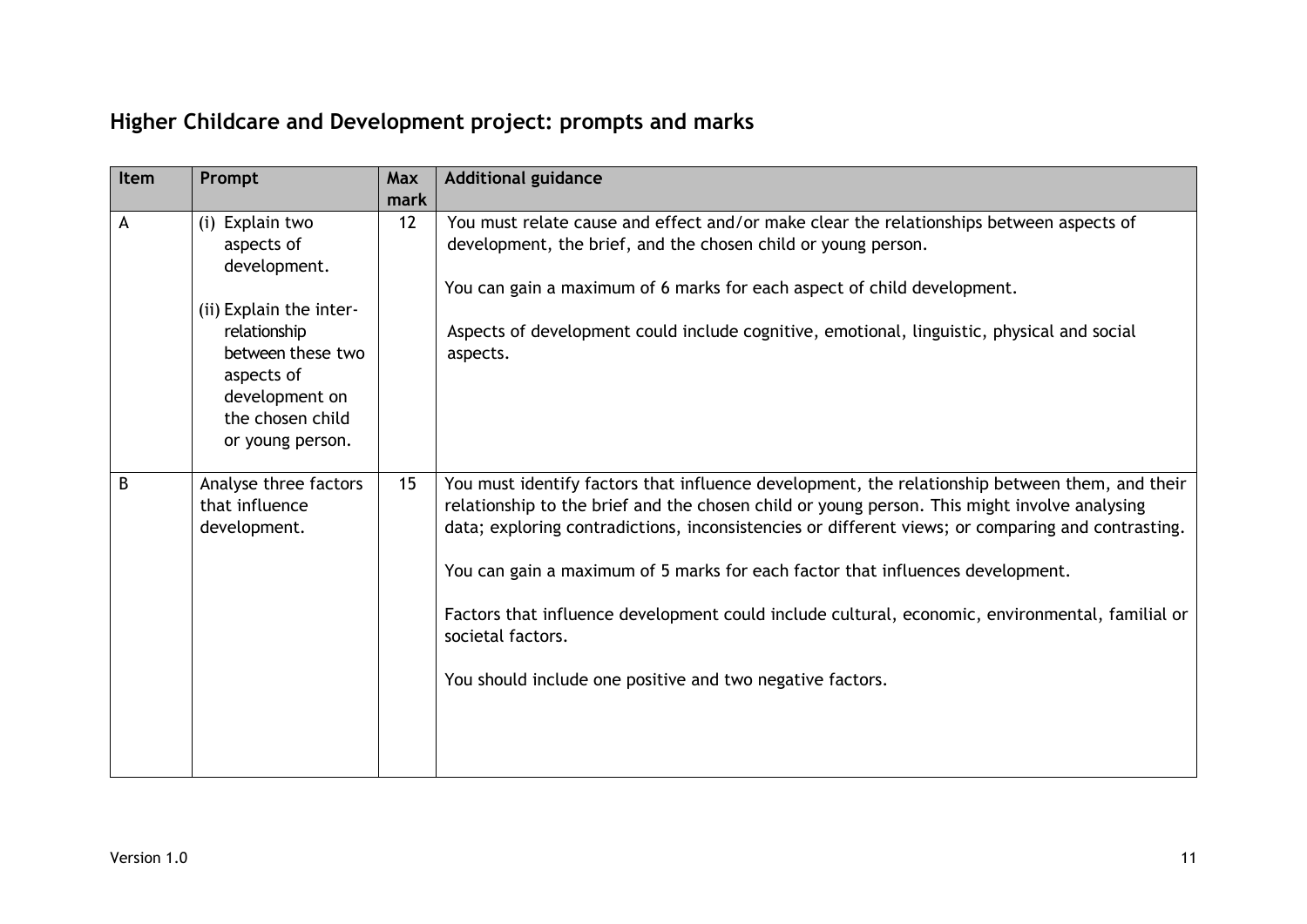## Higher Childcare and Development project: prompts and marks

| Item | Prompt | Max mark | Additional guidance |
|---|---|---|---|
| A | (i) Explain two aspects of development.<br><br>(ii) Explain the inter-relationship between these two aspects of development on the chosen child or young person. | 12 | You must relate cause and effect and/or make clear the relationships between aspects of development, the brief, and the chosen child or young person.<br><br>You can gain a maximum of 6 marks for each aspect of child development.<br><br>Aspects of development could include cognitive, emotional, linguistic, physical and social aspects. |
| B | Analyse three factors that influence development. | 15 | You must identify factors that influence development, the relationship between them, and their relationship to the brief and the chosen child or young person. This might involve analysing data; exploring contradictions, inconsistencies or different views; or comparing and contrasting.<br><br>You can gain a maximum of 5 marks for each factor that influences development.<br><br>Factors that influence development could include cultural, economic, environmental, familial or societal factors.<br><br>You should include one positive and two negative factors. |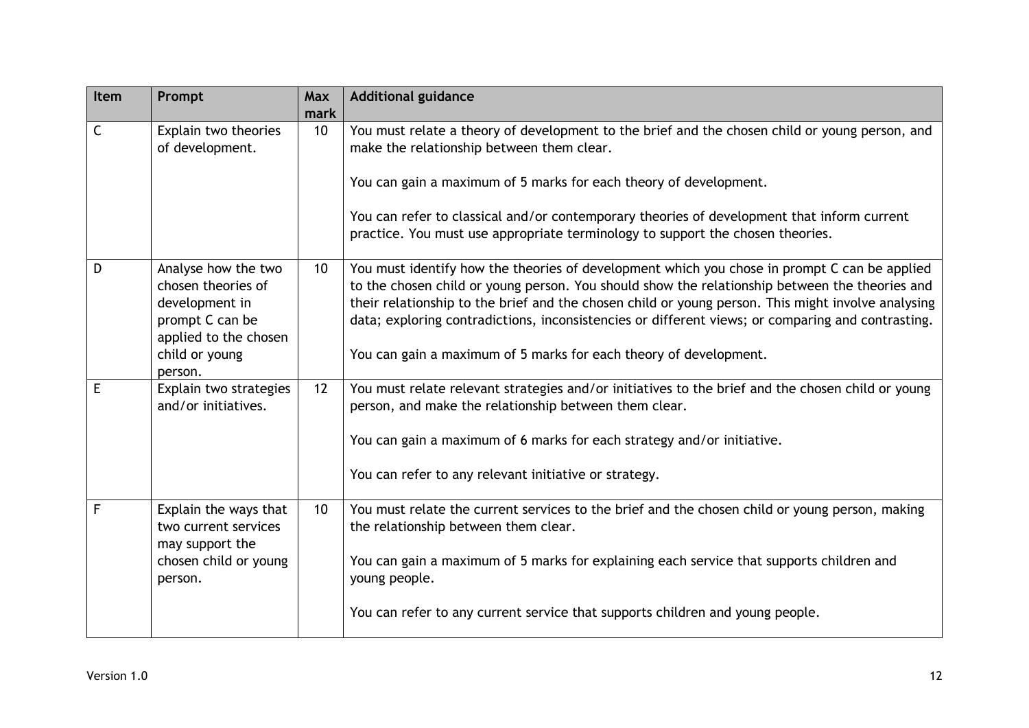| Item | Prompt | Max mark | Additional guidance |
| --- | --- | --- | --- |
| C | Explain two theories of development. | 10 | You must relate a theory of development to the brief and the chosen child or young person, and make the relationship between them clear.<br><br>You can gain a maximum of 5 marks for each theory of development.<br><br>You can refer to classical and/or contemporary theories of development that inform current practice. You must use appropriate terminology to support the chosen theories. |
| D | Analyse how the two chosen theories of development in prompt C can be applied to the chosen child or young person. | 10 | You must identify how the theories of development which you chose in prompt C can be applied to the chosen child or young person. You should show the relationship between the theories and their relationship to the brief and the chosen child or young person. This might involve analysing data; exploring contradictions, inconsistencies or different views; or comparing and contrasting.<br><br>You can gain a maximum of 5 marks for each theory of development. |
| E | Explain two strategies and/or initiatives. | 12 | You must relate relevant strategies and/or initiatives to the brief and the chosen child or young person, and make the relationship between them clear.<br><br>You can gain a maximum of 6 marks for each strategy and/or initiative.<br><br>You can refer to any relevant initiative or strategy. |
| F | Explain the ways that two current services may support the chosen child or young person. | 10 | You must relate the current services to the brief and the chosen child or young person, making the relationship between them clear.<br><br>You can gain a maximum of 5 marks for explaining each service that supports children and young people.<br><br>You can refer to any current service that supports children and young people. |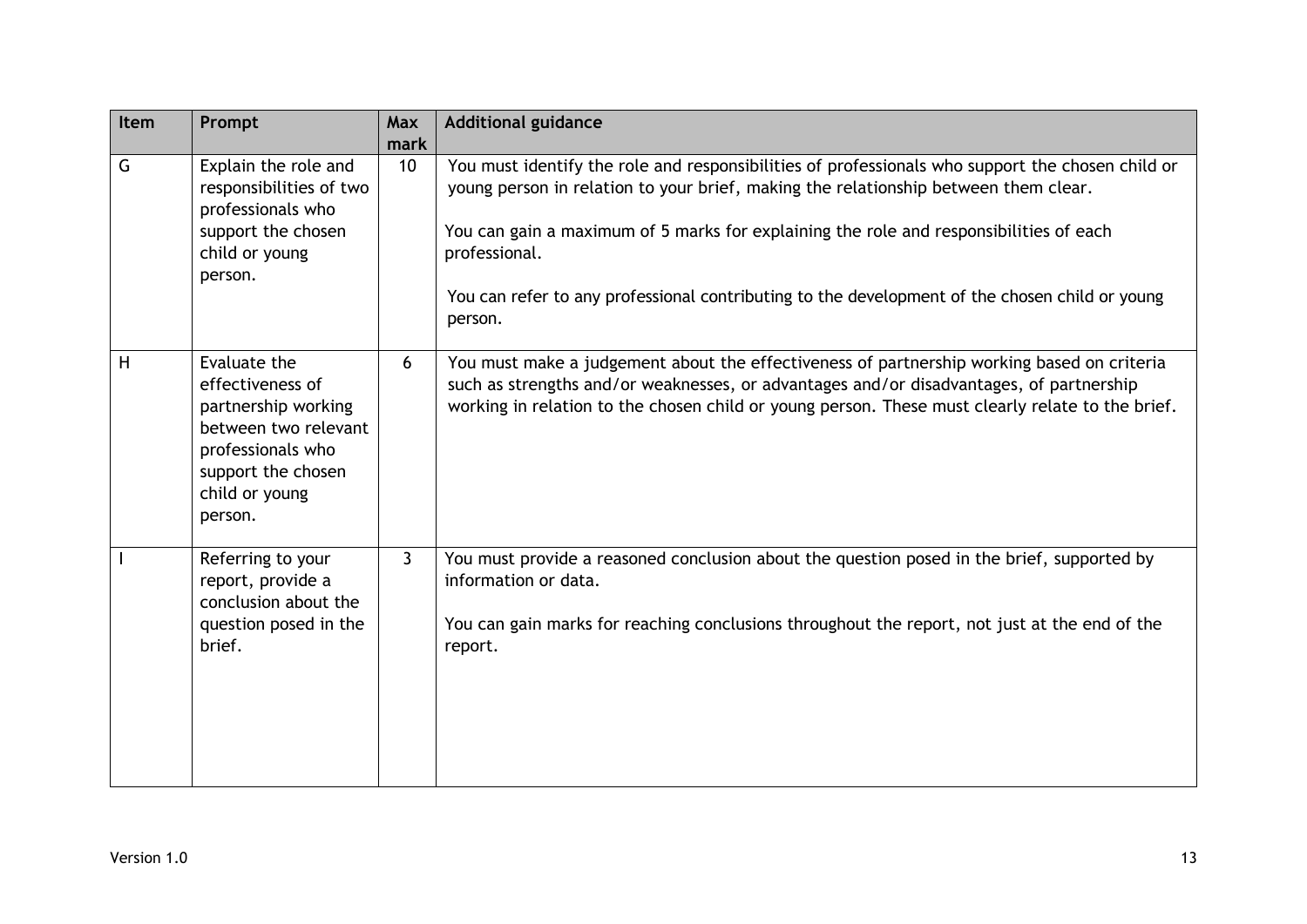| Item | Prompt | Max mark | Additional guidance |
|---|---|---|---|
| G | Explain the role and responsibilities of two professionals who support the chosen child or young person. | 10 | You must identify the role and responsibilities of professionals who support the chosen child or young person in relation to your brief, making the relationship between them clear.<br><br>You can gain a maximum of 5 marks for explaining the role and responsibilities of each professional.<br><br>You can refer to any professional contributing to the development of the chosen child or young person. |
| H | Evaluate the effectiveness of partnership working between two relevant professionals who support the chosen child or young person. | 6 | You must make a judgement about the effectiveness of partnership working based on criteria such as strengths and/or weaknesses, or advantages and/or disadvantages, of partnership working in relation to the chosen child or young person. These must clearly relate to the brief. |
| I | Referring to your report, provide a conclusion about the question posed in the brief. | 3 | You must provide a reasoned conclusion about the question posed in the brief, supported by information or data.<br><br>You can gain marks for reaching conclusions throughout the report, not just at the end of the report. |

Version 1.0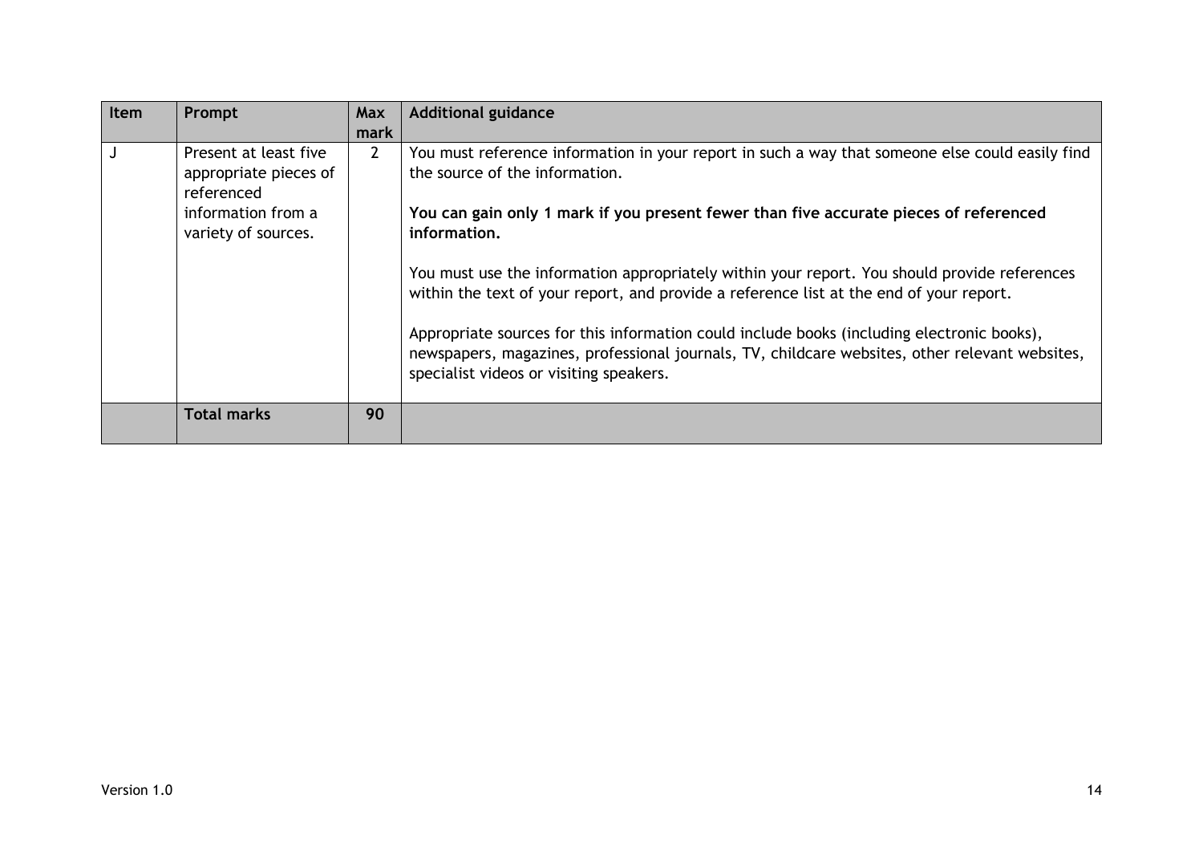| Item | Prompt | Max mark | Additional guidance |
|---|---|---|---|
| J | Present at least five appropriate pieces of referenced information from a variety of sources. | 2 | You must reference information in your report in such a way that someone else could easily find the source of the information.<br><br>**You can gain only 1 mark if you present fewer than five accurate pieces of referenced information.**<br><br>You must use the information appropriately within your report. You should provide references within the text of your report, and provide a reference list at the end of your report.<br><br>Appropriate sources for this information could include books (including electronic books), newspapers, magazines, professional journals, TV, childcare websites, other relevant websites, specialist videos or visiting speakers. |
| | **Total marks** | **90** | |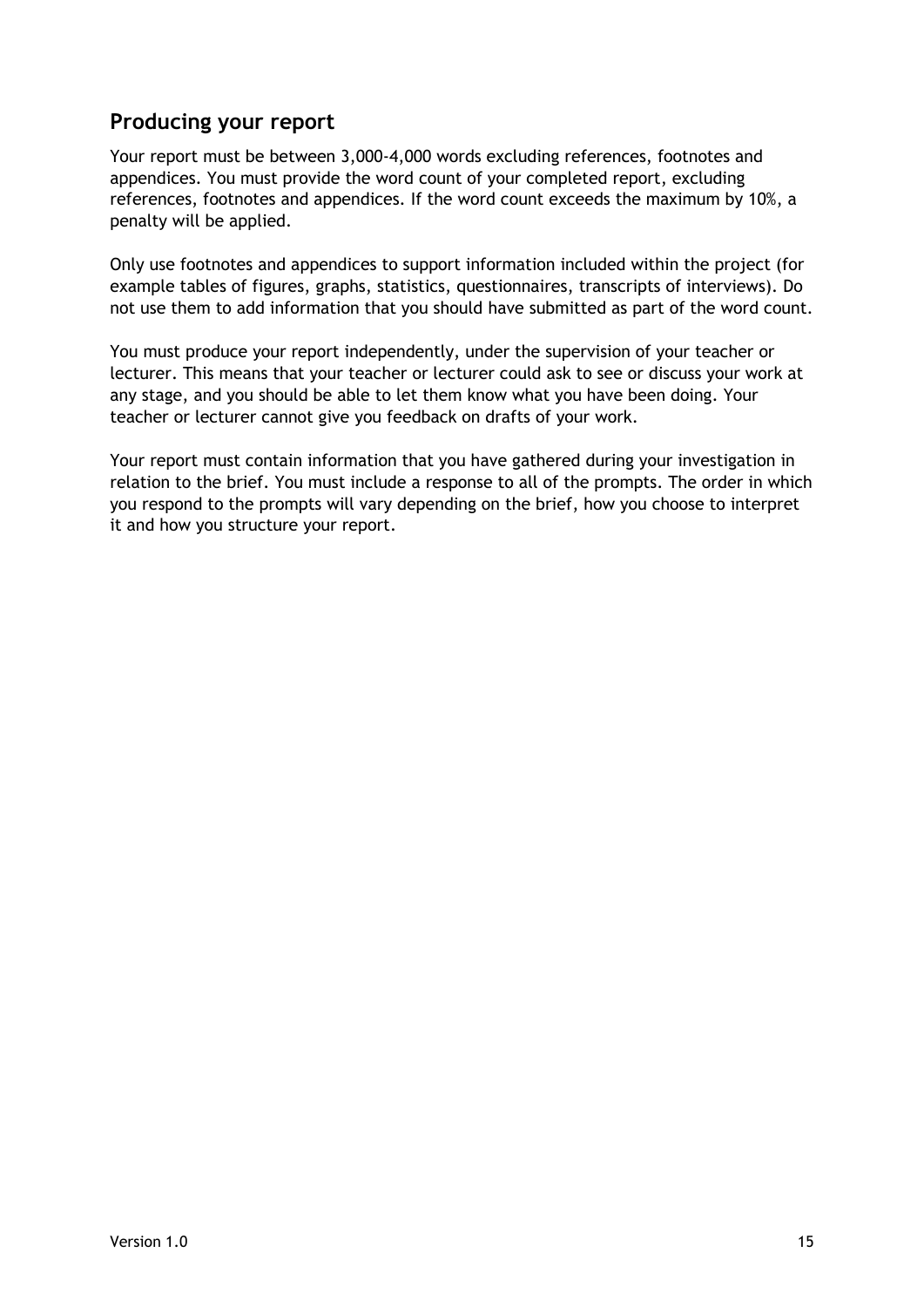## Producing your report

Your report must be between 3,000-4,000 words excluding references, footnotes and appendices. You must provide the word count of your completed report, excluding references, footnotes and appendices. If the word count exceeds the maximum by 10%, a penalty will be applied.

Only use footnotes and appendices to support information included within the project (for example tables of figures, graphs, statistics, questionnaires, transcripts of interviews). Do not use them to add information that you should have submitted as part of the word count.

You must produce your report independently, under the supervision of your teacher or lecturer. This means that your teacher or lecturer could ask to see or discuss your work at any stage, and you should be able to let them know what you have been doing. Your teacher or lecturer cannot give you feedback on drafts of your work.

Your report must contain information that you have gathered during your investigation in relation to the brief. You must include a response to all of the prompts. The order in which you respond to the prompts will vary depending on the brief, how you choose to interpret it and how you structure your report.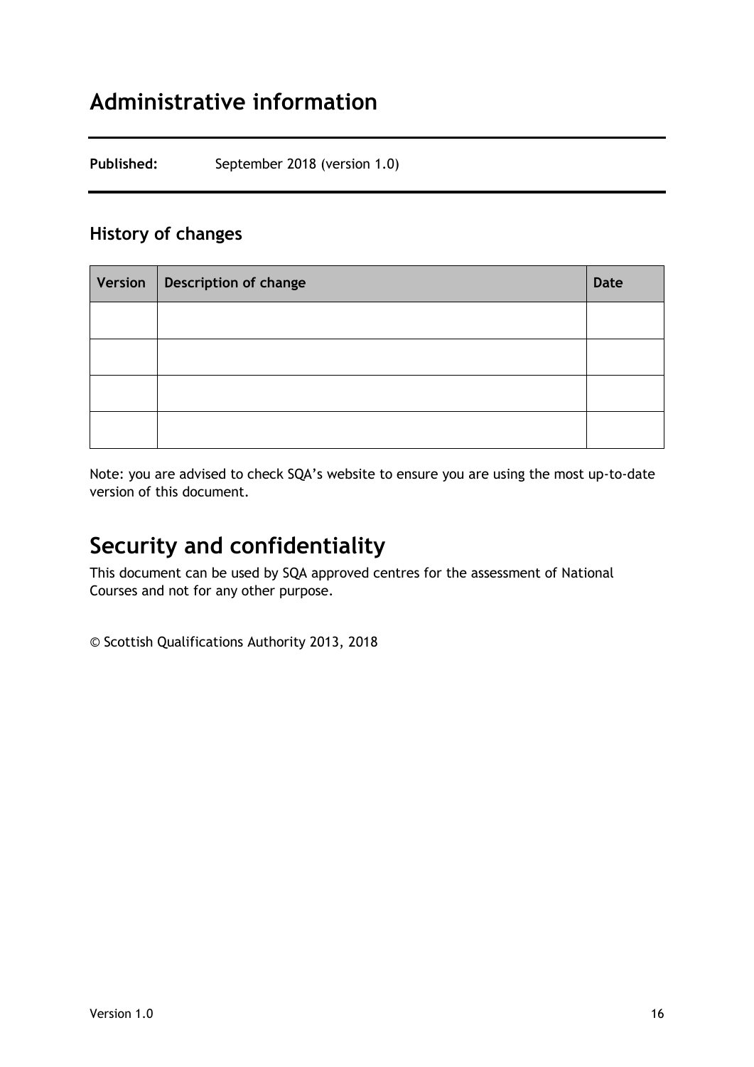# Administrative information

**Published:** September 2018 (version 1.0)

## History of changes

| Version | Description of change | Date |
|---|---|---|
| | | |
| | | |
| | | |
| | | |

Note: you are advised to check SQA's website to ensure you are using the most up-to-date version of this document.

# Security and confidentiality

This document can be used by SQA approved centres for the assessment of National Courses and not for any other purpose.

© Scottish Qualifications Authority 2013, 2018